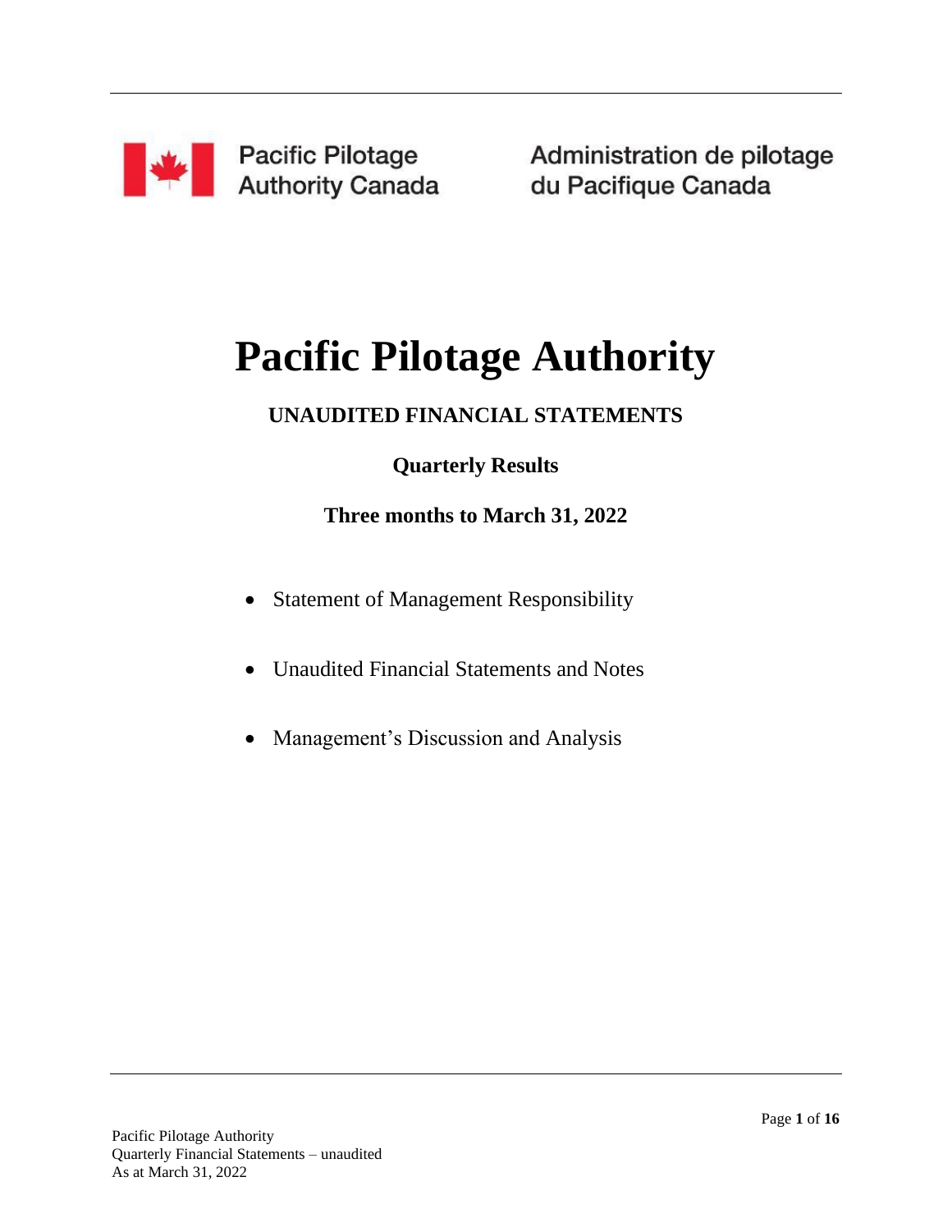Pacific Pilotage Authority Canada

Administration de pilotage du Pacifique Canada

# Pacific Pilotage Authority

## UNAUDITED FINANCIAL STATEMENTS

### Quarterly Results

### Three months to March 31, 2022

- Statement of Management Responsibility
- Unaudited Financial Statements and Notes
- Management's Discussion and Analysis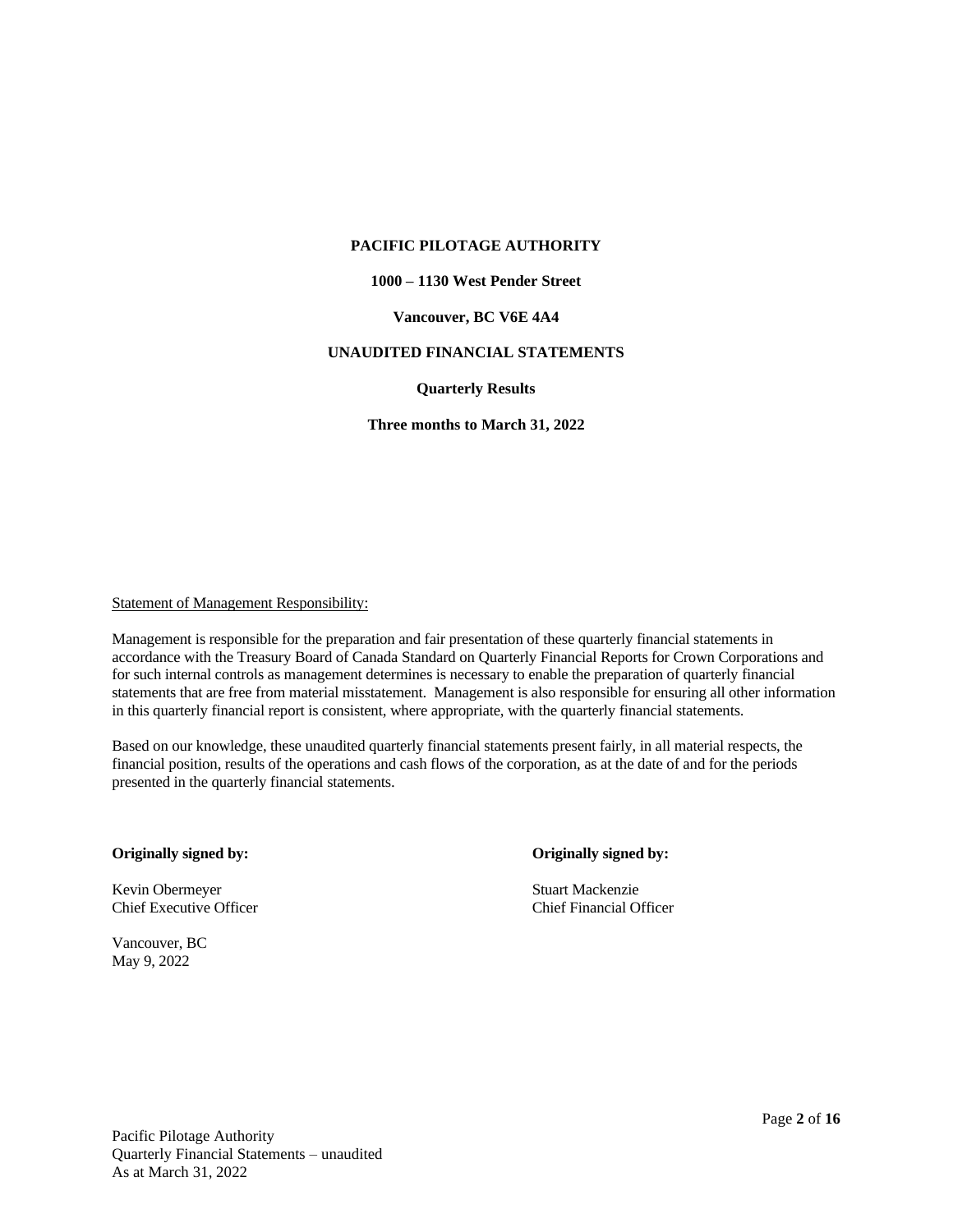**PACIFIC PILOTAGE AUTHORITY**

**1000 – 1130 West Pender Street**

**Vancouver, BC V6E 4A4**

**UNAUDITED FINANCIAL STATEMENTS**

**Quarterly Results**

**Three months to March 31, 2022**

Statement of Management Responsibility:

Management is responsible for the preparation and fair presentation of these quarterly financial statements in accordance with the Treasury Board of Canada Standard on Quarterly Financial Reports for Crown Corporations and for such internal controls as management determines is necessary to enable the preparation of quarterly financial statements that are free from material misstatement. Management is also responsible for ensuring all other information in this quarterly financial report is consistent, where appropriate, with the quarterly financial statements.

Based on our knowledge, these unaudited quarterly financial statements present fairly, in all material respects, the financial position, results of the operations and cash flows of the corporation, as at the date of and for the periods presented in the quarterly financial statements.

**Originally signed by:**

Kevin Obermeyer
Chief Executive Officer

**Originally signed by:**

Stuart Mackenzie
Chief Financial Officer

Vancouver, BC
May 9, 2022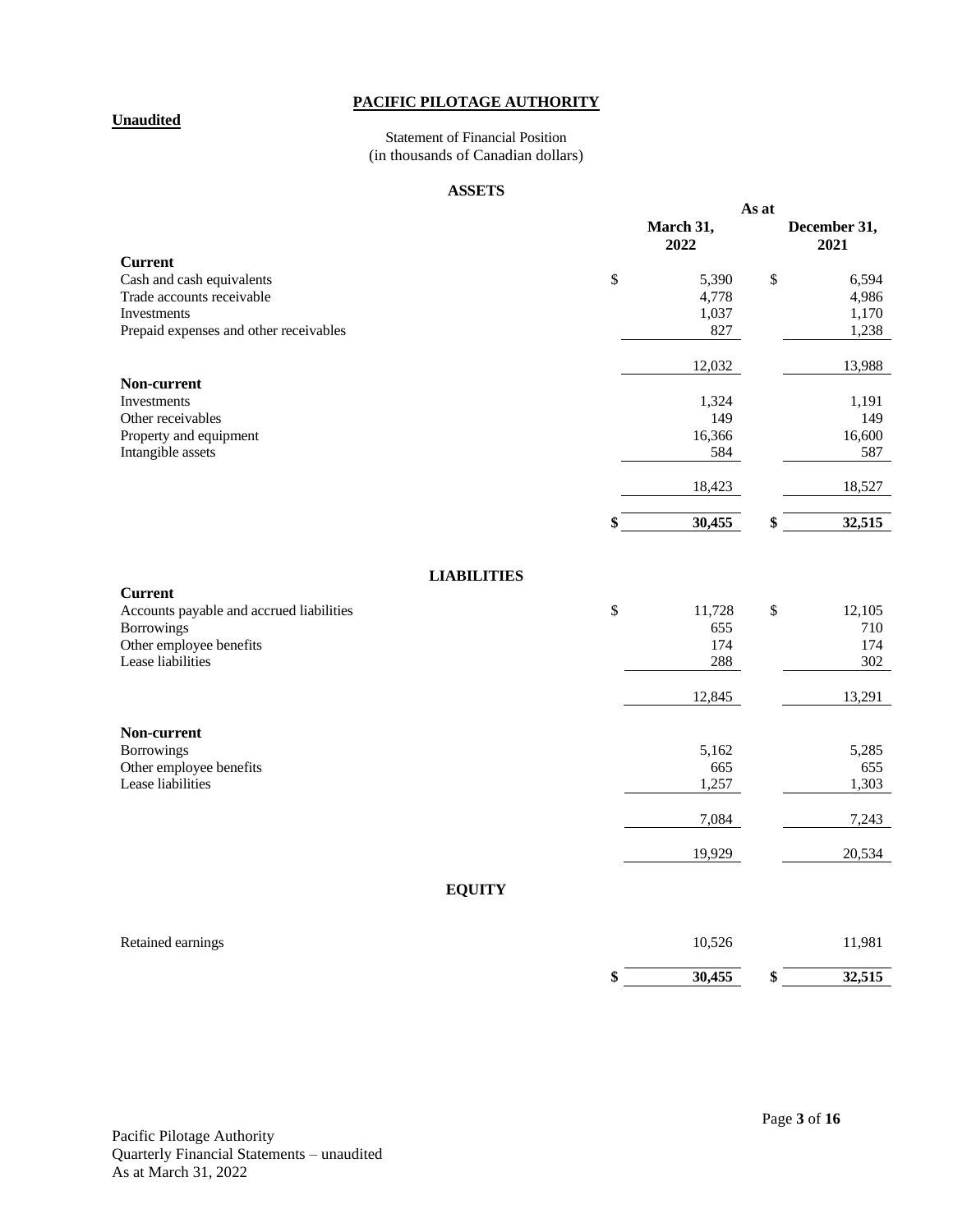**Unaudited**

# PACIFIC PILOTAGE AUTHORITY

Statement of Financial Position
(in thousands of Canadian dollars)

## ASSETS

| | As at March 31, 2022 | As at December 31, 2021 |
|---|---|---|
| **Current** | | |
| Cash and cash equivalents | $ 5,390 | $ 6,594 |
| Trade accounts receivable | 4,778 | 4,986 |
| Investments | 1,037 | 1,170 |
| Prepaid expenses and other receivables | 827 | 1,238 |
| | 12,032 | 13,988 |
| **Non-current** | | |
| Investments | 1,324 | 1,191 |
| Other receivables | 149 | 149 |
| Property and equipment | 16,366 | 16,600 |
| Intangible assets | 584 | 587 |
| | 18,423 | 18,527 |
| | **$ 30,455** | **$ 32,515** |

## LIABILITIES

| | As at March 31, 2022 | As at December 31, 2021 |
|---|---|---|
| **Current** | | |
| Accounts payable and accrued liabilities | $ 11,728 | $ 12,105 |
| Borrowings | 655 | 710 |
| Other employee benefits | 174 | 174 |
| Lease liabilities | 288 | 302 |
| | 12,845 | 13,291 |
| **Non-current** | | |
| Borrowings | 5,162 | 5,285 |
| Other employee benefits | 665 | 655 |
| Lease liabilities | 1,257 | 1,303 |
| | 7,084 | 7,243 |
| | 19,929 | 20,534 |

## EQUITY

| | As at March 31, 2022 | As at December 31, 2021 |
|---|---|---|
| Retained earnings | 10,526 | 11,981 |
| | **$ 30,455** | **$ 32,515** |

Pacific Pilotage Authority
Quarterly Financial Statements – unaudited
As at March 31, 2022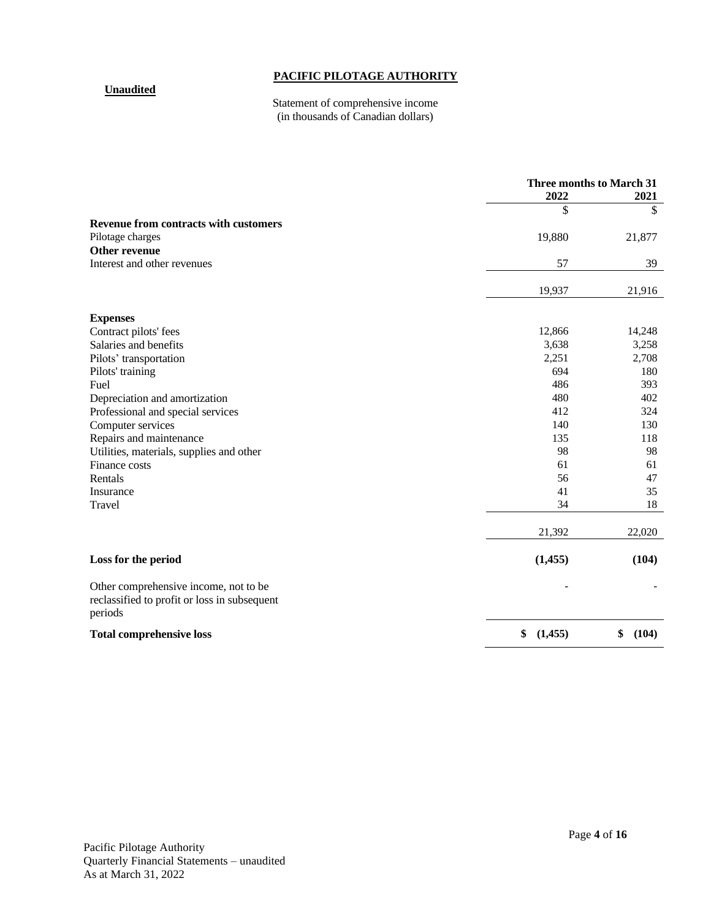# PACIFIC PILOTAGE AUTHORITY

**Unaudited**

Statement of comprehensive income
(in thousands of Canadian dollars)

| | Three months to March 31 | |
|---|---|---|
| | **2022** | **2021** |
| | $ | $ |
| **Revenue from contracts with customers** | | |
| Pilotage charges | 19,880 | 21,877 |
| **Other revenue** | | |
| Interest and other revenues | 57 | 39 |
| | 19,937 | 21,916 |
| **Expenses** | | |
| Contract pilots' fees | 12,866 | 14,248 |
| Salaries and benefits | 3,638 | 3,258 |
| Pilots' transportation | 2,251 | 2,708 |
| Pilots' training | 694 | 180 |
| Fuel | 486 | 393 |
| Depreciation and amortization | 480 | 402 |
| Professional and special services | 412 | 324 |
| Computer services | 140 | 130 |
| Repairs and maintenance | 135 | 118 |
| Utilities, materials, supplies and other | 98 | 98 |
| Finance costs | 61 | 61 |
| Rentals | 56 | 47 |
| Insurance | 41 | 35 |
| Travel | 34 | 18 |
| | 21,392 | 22,020 |
| **Loss for the period** | **(1,455)** | **(104)** |
| Other comprehensive income, not to be reclassified to profit or loss in subsequent periods | - | - |
| **Total comprehensive loss** | **$ (1,455)** | **$ (104)** |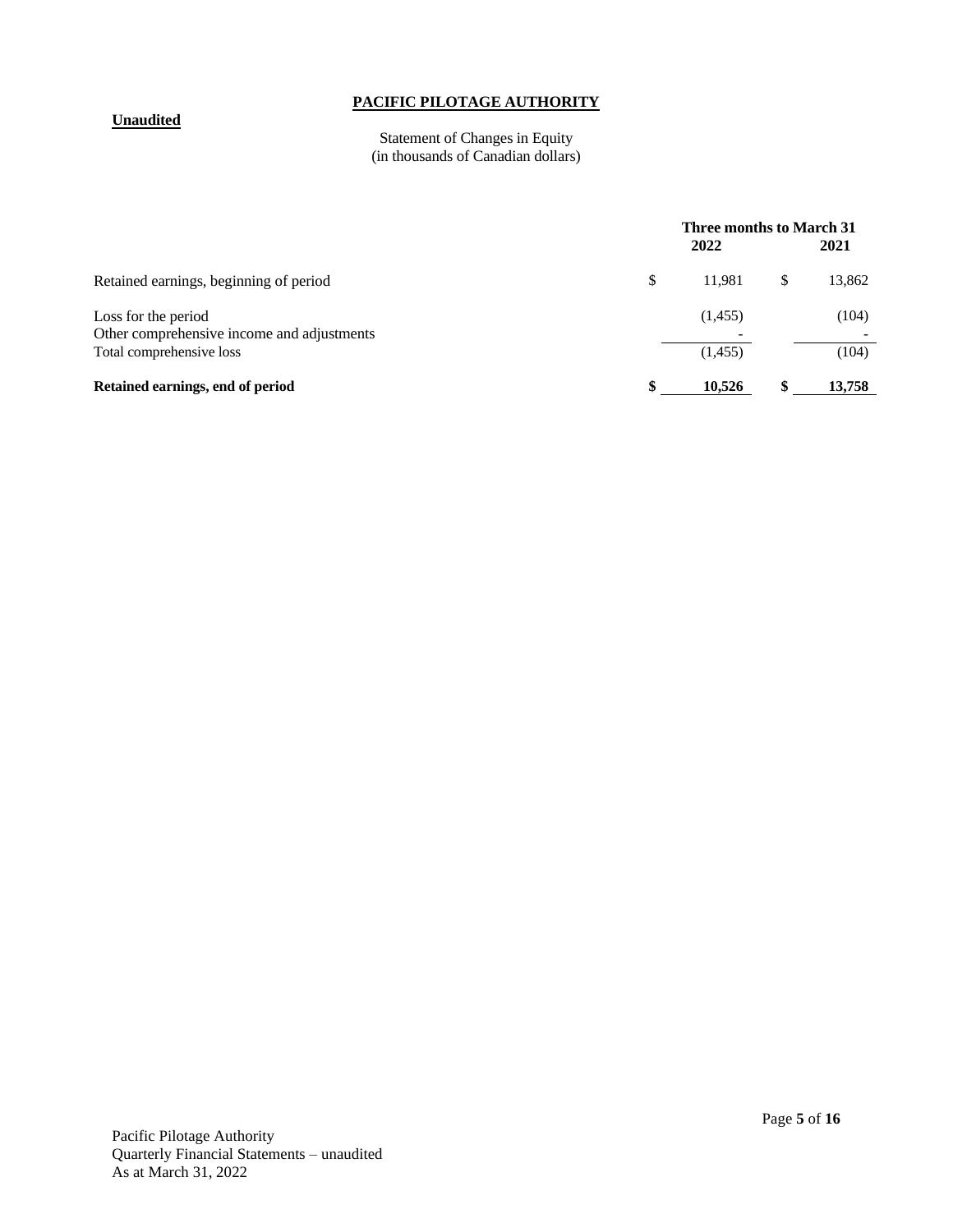# PACIFIC PILOTAGE AUTHORITY

**Unaudited**

Statement of Changes in Equity
(in thousands of Canadian dollars)

| | Three months to March 31 | |
|---|---|---|
| | **2022** | **2021** |
| Retained earnings, beginning of period | $ 11,981 | $ 13,862 |
| Loss for the period | (1,455) | (104) |
| Other comprehensive income and adjustments | - | - |
| Total comprehensive loss | (1,455) | (104) |
| **Retained earnings, end of period** | **$ 10,526** | **$ 13,758** |

Pacific Pilotage Authority
Quarterly Financial Statements – unaudited
As at March 31, 2022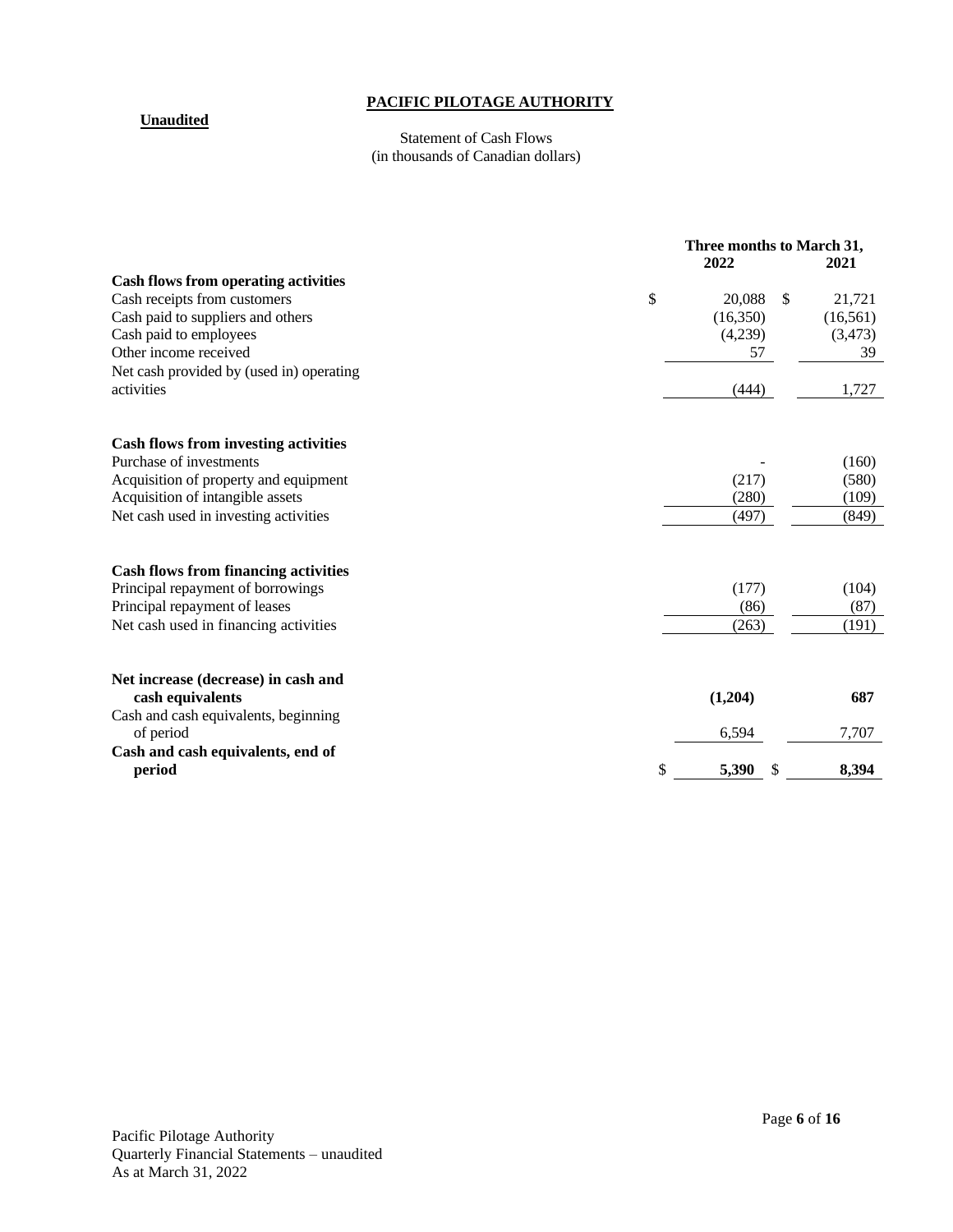**PACIFIC PILOTAGE AUTHORITY**

**Unaudited**

Statement of Cash Flows
(in thousands of Canadian dollars)

| | Three months to March 31, 2022 | 2021 |
|---|---|---|
| **Cash flows from operating activities** | | |
| Cash receipts from customers | $ 20,088 | $ 21,721 |
| Cash paid to suppliers and others | (16,350) | (16,561) |
| Cash paid to employees | (4,239) | (3,473) |
| Other income received | 57 | 39 |
| Net cash provided by (used in) operating activities | (444) | 1,727 |
| **Cash flows from investing activities** | | |
| Purchase of investments | - | (160) |
| Acquisition of property and equipment | (217) | (580) |
| Acquisition of intangible assets | (280) | (109) |
| Net cash used in investing activities | (497) | (849) |
| **Cash flows from financing activities** | | |
| Principal repayment of borrowings | (177) | (104) |
| Principal repayment of leases | (86) | (87) |
| Net cash used in financing activities | (263) | (191) |
| **Net increase (decrease) in cash and cash equivalents** | **(1,204)** | **687** |
| Cash and cash equivalents, beginning of period | 6,594 | 7,707 |
| **Cash and cash equivalents, end of period** | **$ 5,390** | **$ 8,394** |

Pacific Pilotage Authority
Quarterly Financial Statements – unaudited
As at March 31, 2022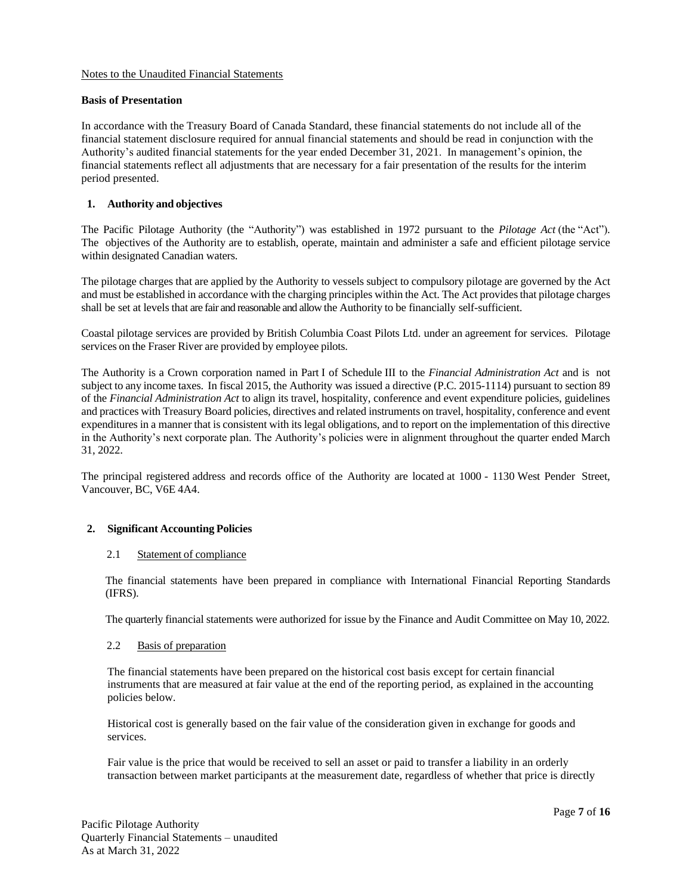Notes to the Unaudited Financial Statements

**Basis of Presentation**

In accordance with the Treasury Board of Canada Standard, these financial statements do not include all of the financial statement disclosure required for annual financial statements and should be read in conjunction with the Authority's audited financial statements for the year ended December 31, 2021. In management's opinion, the financial statements reflect all adjustments that are necessary for a fair presentation of the results for the interim period presented.

## 1. Authority and objectives

The Pacific Pilotage Authority (the "Authority") was established in 1972 pursuant to the *Pilotage Act* (the "Act"). The objectives of the Authority are to establish, operate, maintain and administer a safe and efficient pilotage service within designated Canadian waters.

The pilotage charges that are applied by the Authority to vessels subject to compulsory pilotage are governed by the Act and must be established in accordance with the charging principles within the Act. The Act provides that pilotage charges shall be set at levels that are fair and reasonable and allow the Authority to be financially self-sufficient.

Coastal pilotage services are provided by British Columbia Coast Pilots Ltd. under an agreement for services. Pilotage services on the Fraser River are provided by employee pilots.

The Authority is a Crown corporation named in Part I of Schedule III to the *Financial Administration Act* and is not subject to any income taxes. In fiscal 2015, the Authority was issued a directive (P.C. 2015-1114) pursuant to section 89 of the *Financial Administration Act* to align its travel, hospitality, conference and event expenditure policies, guidelines and practices with Treasury Board policies, directives and related instruments on travel, hospitality, conference and event expenditures in a manner that is consistent with its legal obligations, and to report on the implementation of this directive in the Authority's next corporate plan. The Authority's policies were in alignment throughout the quarter ended March 31, 2022.

The principal registered address and records office of the Authority are located at 1000 - 1130 West Pender Street, Vancouver, BC, V6E 4A4.

## 2. Significant Accounting Policies

### 2.1 Statement of compliance

The financial statements have been prepared in compliance with International Financial Reporting Standards (IFRS).

The quarterly financial statements were authorized for issue by the Finance and Audit Committee on May 10, 2022.

### 2.2 Basis of preparation

The financial statements have been prepared on the historical cost basis except for certain financial instruments that are measured at fair value at the end of the reporting period, as explained in the accounting policies below.

Historical cost is generally based on the fair value of the consideration given in exchange for goods and services.

Fair value is the price that would be received to sell an asset or paid to transfer a liability in an orderly transaction between market participants at the measurement date, regardless of whether that price is directly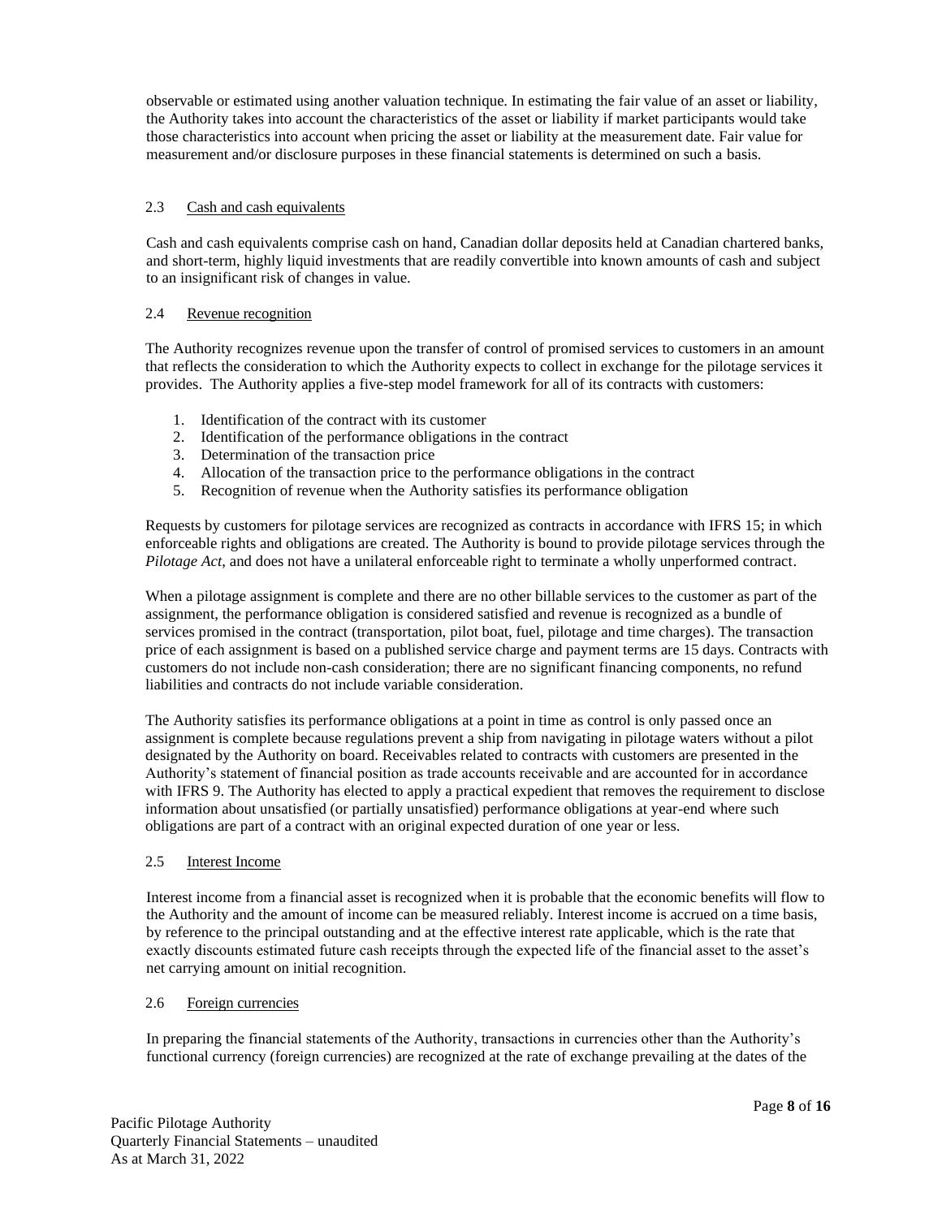observable or estimated using another valuation technique. In estimating the fair value of an asset or liability, the Authority takes into account the characteristics of the asset or liability if market participants would take those characteristics into account when pricing the asset or liability at the measurement date. Fair value for measurement and/or disclosure purposes in these financial statements is determined on such a basis.

### 2.3 Cash and cash equivalents

Cash and cash equivalents comprise cash on hand, Canadian dollar deposits held at Canadian chartered banks, and short-term, highly liquid investments that are readily convertible into known amounts of cash and subject to an insignificant risk of changes in value.

### 2.4 Revenue recognition

The Authority recognizes revenue upon the transfer of control of promised services to customers in an amount that reflects the consideration to which the Authority expects to collect in exchange for the pilotage services it provides. The Authority applies a five-step model framework for all of its contracts with customers:

1. Identification of the contract with its customer
2. Identification of the performance obligations in the contract
3. Determination of the transaction price
4. Allocation of the transaction price to the performance obligations in the contract
5. Recognition of revenue when the Authority satisfies its performance obligation

Requests by customers for pilotage services are recognized as contracts in accordance with IFRS 15; in which enforceable rights and obligations are created. The Authority is bound to provide pilotage services through the *Pilotage Act*, and does not have a unilateral enforceable right to terminate a wholly unperformed contract.

When a pilotage assignment is complete and there are no other billable services to the customer as part of the assignment, the performance obligation is considered satisfied and revenue is recognized as a bundle of services promised in the contract (transportation, pilot boat, fuel, pilotage and time charges). The transaction price of each assignment is based on a published service charge and payment terms are 15 days. Contracts with customers do not include non-cash consideration; there are no significant financing components, no refund liabilities and contracts do not include variable consideration.

The Authority satisfies its performance obligations at a point in time as control is only passed once an assignment is complete because regulations prevent a ship from navigating in pilotage waters without a pilot designated by the Authority on board. Receivables related to contracts with customers are presented in the Authority's statement of financial position as trade accounts receivable and are accounted for in accordance with IFRS 9. The Authority has elected to apply a practical expedient that removes the requirement to disclose information about unsatisfied (or partially unsatisfied) performance obligations at year-end where such obligations are part of a contract with an original expected duration of one year or less.

### 2.5 Interest Income

Interest income from a financial asset is recognized when it is probable that the economic benefits will flow to the Authority and the amount of income can be measured reliably. Interest income is accrued on a time basis, by reference to the principal outstanding and at the effective interest rate applicable, which is the rate that exactly discounts estimated future cash receipts through the expected life of the financial asset to the asset's net carrying amount on initial recognition.

### 2.6 Foreign currencies

In preparing the financial statements of the Authority, transactions in currencies other than the Authority's functional currency (foreign currencies) are recognized at the rate of exchange prevailing at the dates of the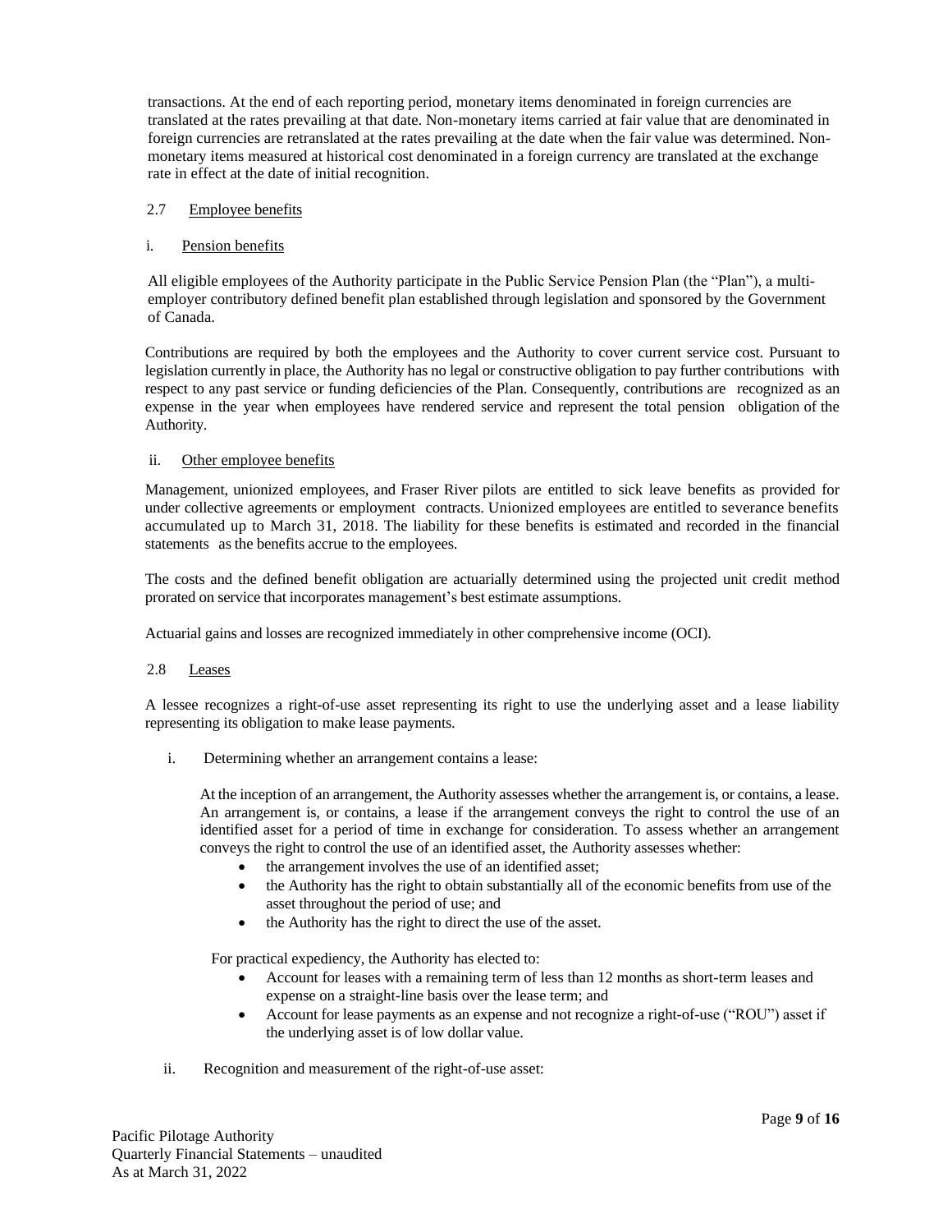transactions. At the end of each reporting period, monetary items denominated in foreign currencies are translated at the rates prevailing at that date. Non-monetary items carried at fair value that are denominated in foreign currencies are retranslated at the rates prevailing at the date when the fair value was determined. Non-monetary items measured at historical cost denominated in a foreign currency are translated at the exchange rate in effect at the date of initial recognition.

### 2.7 Employee benefits

#### i. Pension benefits

All eligible employees of the Authority participate in the Public Service Pension Plan (the "Plan"), a multi-employer contributory defined benefit plan established through legislation and sponsored by the Government of Canada.

Contributions are required by both the employees and the Authority to cover current service cost. Pursuant to legislation currently in place, the Authority has no legal or constructive obligation to pay further contributions with respect to any past service or funding deficiencies of the Plan. Consequently, contributions are recognized as an expense in the year when employees have rendered service and represent the total pension obligation of the Authority.

#### ii. Other employee benefits

Management, unionized employees, and Fraser River pilots are entitled to sick leave benefits as provided for under collective agreements or employment contracts. Unionized employees are entitled to severance benefits accumulated up to March 31, 2018. The liability for these benefits is estimated and recorded in the financial statements as the benefits accrue to the employees.

The costs and the defined benefit obligation are actuarially determined using the projected unit credit method prorated on service that incorporates management's best estimate assumptions.

Actuarial gains and losses are recognized immediately in other comprehensive income (OCI).

### 2.8 Leases

A lessee recognizes a right-of-use asset representing its right to use the underlying asset and a lease liability representing its obligation to make lease payments.

i. Determining whether an arrangement contains a lease:

At the inception of an arrangement, the Authority assesses whether the arrangement is, or contains, a lease. An arrangement is, or contains, a lease if the arrangement conveys the right to control the use of an identified asset for a period of time in exchange for consideration. To assess whether an arrangement conveys the right to control the use of an identified asset, the Authority assesses whether:

- the arrangement involves the use of an identified asset;
- the Authority has the right to obtain substantially all of the economic benefits from use of the asset throughout the period of use; and
- the Authority has the right to direct the use of the asset.

For practical expediency, the Authority has elected to:

- Account for leases with a remaining term of less than 12 months as short-term leases and expense on a straight-line basis over the lease term; and
- Account for lease payments as an expense and not recognize a right-of-use ("ROU") asset if the underlying asset is of low dollar value.

ii. Recognition and measurement of the right-of-use asset: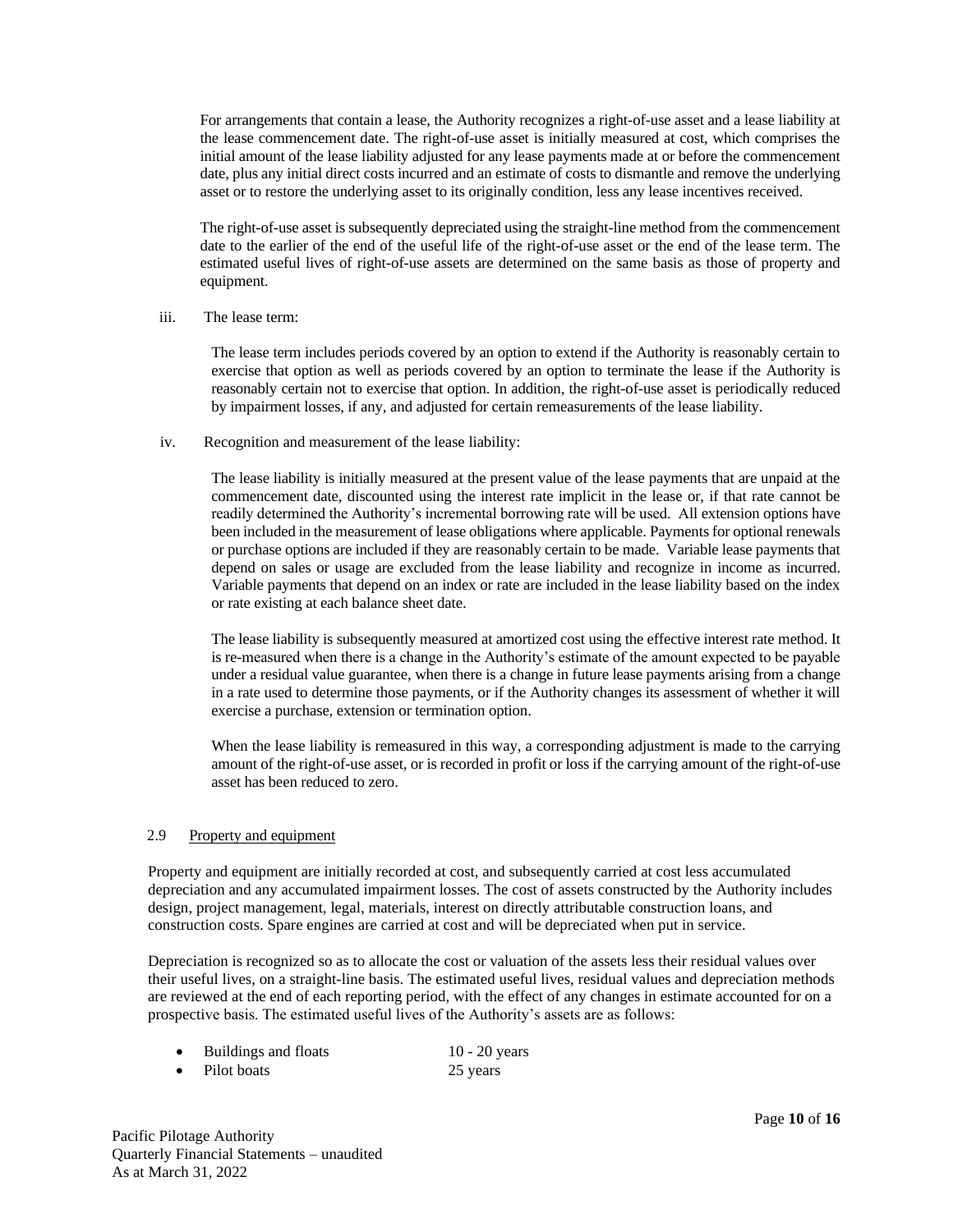For arrangements that contain a lease, the Authority recognizes a right-of-use asset and a lease liability at the lease commencement date. The right-of-use asset is initially measured at cost, which comprises the initial amount of the lease liability adjusted for any lease payments made at or before the commencement date, plus any initial direct costs incurred and an estimate of costs to dismantle and remove the underlying asset or to restore the underlying asset to its originally condition, less any lease incentives received.

The right-of-use asset is subsequently depreciated using the straight-line method from the commencement date to the earlier of the end of the useful life of the right-of-use asset or the end of the lease term. The estimated useful lives of right-of-use assets are determined on the same basis as those of property and equipment.

iii. The lease term:

The lease term includes periods covered by an option to extend if the Authority is reasonably certain to exercise that option as well as periods covered by an option to terminate the lease if the Authority is reasonably certain not to exercise that option. In addition, the right-of-use asset is periodically reduced by impairment losses, if any, and adjusted for certain remeasurements of the lease liability.

iv. Recognition and measurement of the lease liability:

The lease liability is initially measured at the present value of the lease payments that are unpaid at the commencement date, discounted using the interest rate implicit in the lease or, if that rate cannot be readily determined the Authority's incremental borrowing rate will be used. All extension options have been included in the measurement of lease obligations where applicable. Payments for optional renewals or purchase options are included if they are reasonably certain to be made. Variable lease payments that depend on sales or usage are excluded from the lease liability and recognize in income as incurred. Variable payments that depend on an index or rate are included in the lease liability based on the index or rate existing at each balance sheet date.

The lease liability is subsequently measured at amortized cost using the effective interest rate method. It is re-measured when there is a change in the Authority's estimate of the amount expected to be payable under a residual value guarantee, when there is a change in future lease payments arising from a change in a rate used to determine those payments, or if the Authority changes its assessment of whether it will exercise a purchase, extension or termination option.

When the lease liability is remeasured in this way, a corresponding adjustment is made to the carrying amount of the right-of-use asset, or is recorded in profit or loss if the carrying amount of the right-of-use asset has been reduced to zero.

### 2.9 Property and equipment

Property and equipment are initially recorded at cost, and subsequently carried at cost less accumulated depreciation and any accumulated impairment losses. The cost of assets constructed by the Authority includes design, project management, legal, materials, interest on directly attributable construction loans, and construction costs. Spare engines are carried at cost and will be depreciated when put in service.

Depreciation is recognized so as to allocate the cost or valuation of the assets less their residual values over their useful lives, on a straight-line basis. The estimated useful lives, residual values and depreciation methods are reviewed at the end of each reporting period, with the effect of any changes in estimate accounted for on a prospective basis. The estimated useful lives of the Authority's assets are as follows:

- Buildings and floats 10 - 20 years
- Pilot boats 25 years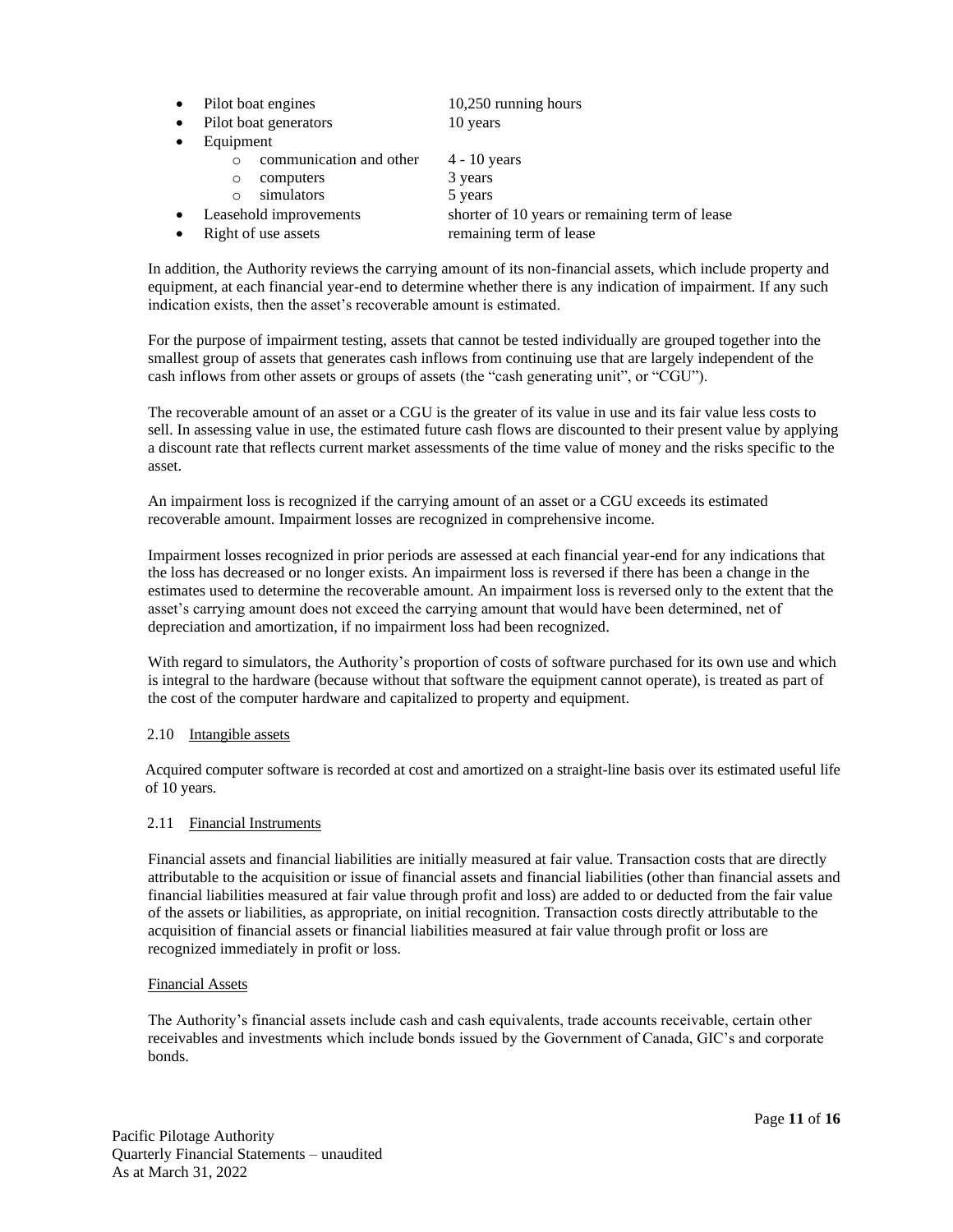- Pilot boat engines 10,250 running hours
- Pilot boat generators 10 years
- Equipment
  - communication and other 4 - 10 years
  - computers 3 years
  - simulators 5 years
- Leasehold improvements shorter of 10 years or remaining term of lease
- Right of use assets remaining term of lease

In addition, the Authority reviews the carrying amount of its non-financial assets, which include property and equipment, at each financial year-end to determine whether there is any indication of impairment. If any such indication exists, then the asset's recoverable amount is estimated.

For the purpose of impairment testing, assets that cannot be tested individually are grouped together into the smallest group of assets that generates cash inflows from continuing use that are largely independent of the cash inflows from other assets or groups of assets (the "cash generating unit", or "CGU").

The recoverable amount of an asset or a CGU is the greater of its value in use and its fair value less costs to sell. In assessing value in use, the estimated future cash flows are discounted to their present value by applying a discount rate that reflects current market assessments of the time value of money and the risks specific to the asset.

An impairment loss is recognized if the carrying amount of an asset or a CGU exceeds its estimated recoverable amount. Impairment losses are recognized in comprehensive income.

Impairment losses recognized in prior periods are assessed at each financial year-end for any indications that the loss has decreased or no longer exists. An impairment loss is reversed if there has been a change in the estimates used to determine the recoverable amount. An impairment loss is reversed only to the extent that the asset's carrying amount does not exceed the carrying amount that would have been determined, net of depreciation and amortization, if no impairment loss had been recognized.

With regard to simulators, the Authority's proportion of costs of software purchased for its own use and which is integral to the hardware (because without that software the equipment cannot operate), is treated as part of the cost of the computer hardware and capitalized to property and equipment.

### 2.10 Intangible assets

Acquired computer software is recorded at cost and amortized on a straight-line basis over its estimated useful life of 10 years.

### 2.11 Financial Instruments

Financial assets and financial liabilities are initially measured at fair value. Transaction costs that are directly attributable to the acquisition or issue of financial assets and financial liabilities (other than financial assets and financial liabilities measured at fair value through profit and loss) are added to or deducted from the fair value of the assets or liabilities, as appropriate, on initial recognition. Transaction costs directly attributable to the acquisition of financial assets or financial liabilities measured at fair value through profit or loss are recognized immediately in profit or loss.

#### Financial Assets

The Authority's financial assets include cash and cash equivalents, trade accounts receivable, certain other receivables and investments which include bonds issued by the Government of Canada, GIC's and corporate bonds.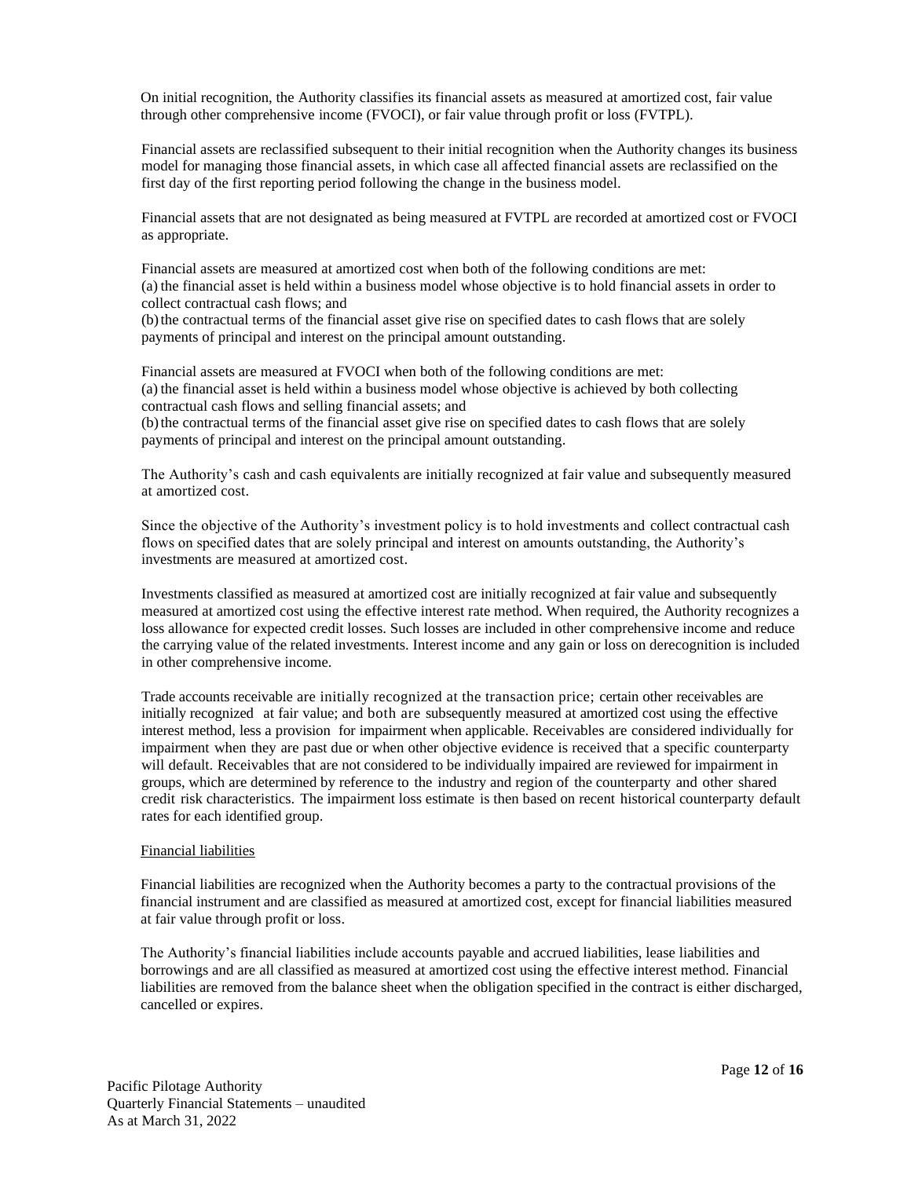On initial recognition, the Authority classifies its financial assets as measured at amortized cost, fair value through other comprehensive income (FVOCI), or fair value through profit or loss (FVTPL).

Financial assets are reclassified subsequent to their initial recognition when the Authority changes its business model for managing those financial assets, in which case all affected financial assets are reclassified on the first day of the first reporting period following the change in the business model.

Financial assets that are not designated as being measured at FVTPL are recorded at amortized cost or FVOCI as appropriate.

Financial assets are measured at amortized cost when both of the following conditions are met:
(a) the financial asset is held within a business model whose objective is to hold financial assets in order to collect contractual cash flows; and
(b) the contractual terms of the financial asset give rise on specified dates to cash flows that are solely payments of principal and interest on the principal amount outstanding.

Financial assets are measured at FVOCI when both of the following conditions are met:
(a) the financial asset is held within a business model whose objective is achieved by both collecting contractual cash flows and selling financial assets; and
(b) the contractual terms of the financial asset give rise on specified dates to cash flows that are solely payments of principal and interest on the principal amount outstanding.

The Authority's cash and cash equivalents are initially recognized at fair value and subsequently measured at amortized cost.

Since the objective of the Authority's investment policy is to hold investments and collect contractual cash flows on specified dates that are solely principal and interest on amounts outstanding, the Authority's investments are measured at amortized cost.

Investments classified as measured at amortized cost are initially recognized at fair value and subsequently measured at amortized cost using the effective interest rate method. When required, the Authority recognizes a loss allowance for expected credit losses. Such losses are included in other comprehensive income and reduce the carrying value of the related investments. Interest income and any gain or loss on derecognition is included in other comprehensive income.

Trade accounts receivable are initially recognized at the transaction price; certain other receivables are initially recognized at fair value; and both are subsequently measured at amortized cost using the effective interest method, less a provision for impairment when applicable. Receivables are considered individually for impairment when they are past due or when other objective evidence is received that a specific counterparty will default. Receivables that are not considered to be individually impaired are reviewed for impairment in groups, which are determined by reference to the industry and region of the counterparty and other shared credit risk characteristics. The impairment loss estimate is then based on recent historical counterparty default rates for each identified group.

Financial liabilities

Financial liabilities are recognized when the Authority becomes a party to the contractual provisions of the financial instrument and are classified as measured at amortized cost, except for financial liabilities measured at fair value through profit or loss.

The Authority's financial liabilities include accounts payable and accrued liabilities, lease liabilities and borrowings and are all classified as measured at amortized cost using the effective interest method. Financial liabilities are removed from the balance sheet when the obligation specified in the contract is either discharged, cancelled or expires.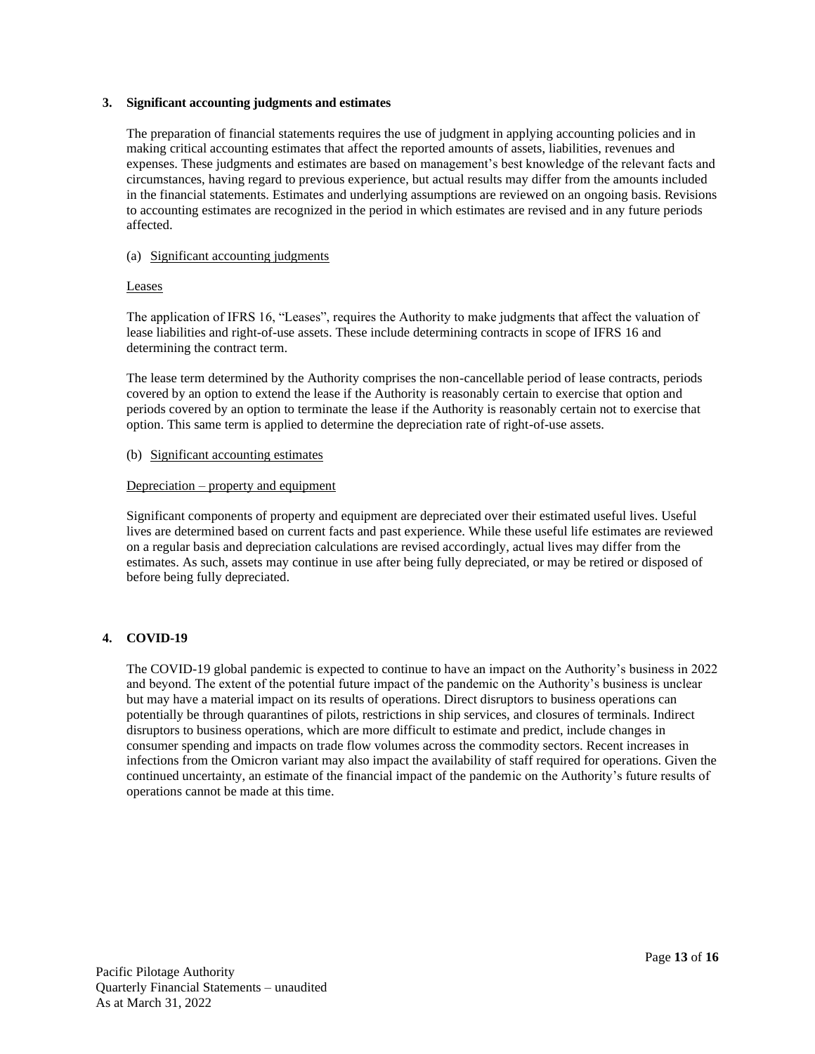## 3. Significant accounting judgments and estimates

The preparation of financial statements requires the use of judgment in applying accounting policies and in making critical accounting estimates that affect the reported amounts of assets, liabilities, revenues and expenses. These judgments and estimates are based on management's best knowledge of the relevant facts and circumstances, having regard to previous experience, but actual results may differ from the amounts included in the financial statements. Estimates and underlying assumptions are reviewed on an ongoing basis. Revisions to accounting estimates are recognized in the period in which estimates are revised and in any future periods affected.

### (a) Significant accounting judgments

#### Leases

The application of IFRS 16, "Leases", requires the Authority to make judgments that affect the valuation of lease liabilities and right-of-use assets. These include determining contracts in scope of IFRS 16 and determining the contract term.

The lease term determined by the Authority comprises the non-cancellable period of lease contracts, periods covered by an option to extend the lease if the Authority is reasonably certain to exercise that option and periods covered by an option to terminate the lease if the Authority is reasonably certain not to exercise that option. This same term is applied to determine the depreciation rate of right-of-use assets.

### (b) Significant accounting estimates

#### Depreciation – property and equipment

Significant components of property and equipment are depreciated over their estimated useful lives. Useful lives are determined based on current facts and past experience. While these useful life estimates are reviewed on a regular basis and depreciation calculations are revised accordingly, actual lives may differ from the estimates. As such, assets may continue in use after being fully depreciated, or may be retired or disposed of before being fully depreciated.

## 4. COVID-19

The COVID-19 global pandemic is expected to continue to have an impact on the Authority's business in 2022 and beyond. The extent of the potential future impact of the pandemic on the Authority's business is unclear but may have a material impact on its results of operations. Direct disruptors to business operations can potentially be through quarantines of pilots, restrictions in ship services, and closures of terminals. Indirect disruptors to business operations, which are more difficult to estimate and predict, include changes in consumer spending and impacts on trade flow volumes across the commodity sectors. Recent increases in infections from the Omicron variant may also impact the availability of staff required for operations. Given the continued uncertainty, an estimate of the financial impact of the pandemic on the Authority's future results of operations cannot be made at this time.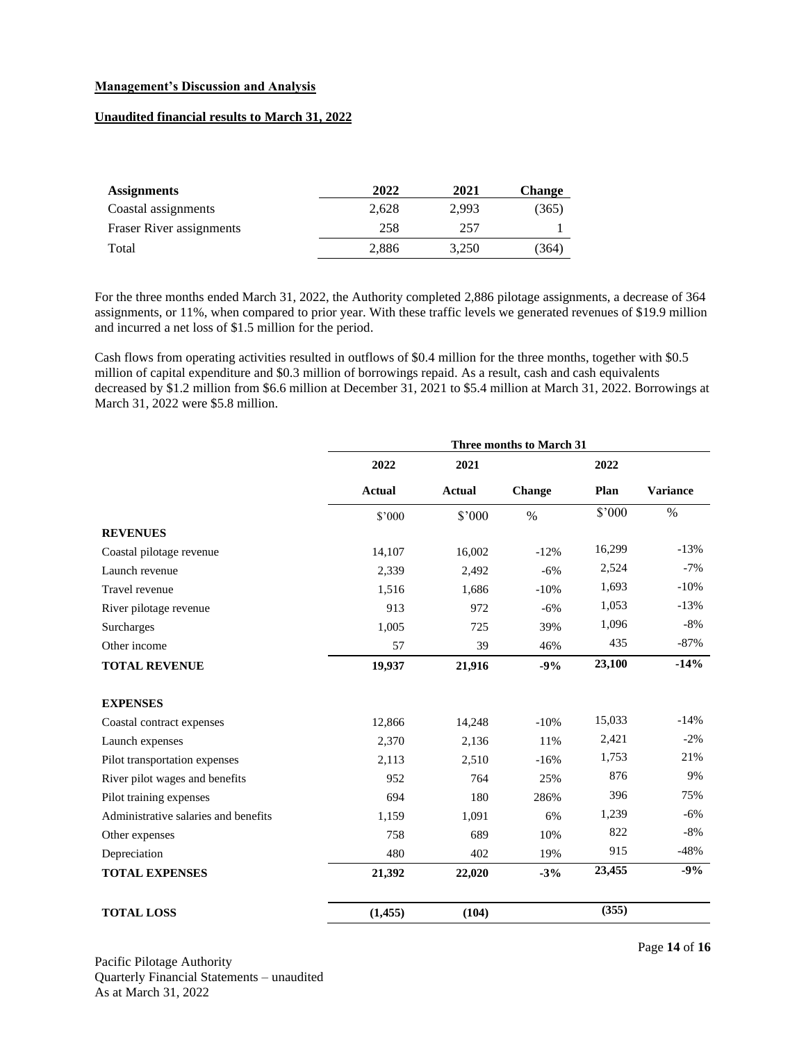**Management's Discussion and Analysis**

**Unaudited financial results to March 31, 2022**

| Assignments | 2022 | 2021 | Change |
|---|---|---|---|
| Coastal assignments | 2,628 | 2,993 | (365) |
| Fraser River assignments | 258 | 257 | 1 |
| Total | 2,886 | 3,250 | (364) |

For the three months ended March 31, 2022, the Authority completed 2,886 pilotage assignments, a decrease of 364 assignments, or 11%, when compared to prior year. With these traffic levels we generated revenues of $19.9 million and incurred a net loss of $1.5 million for the period.

Cash flows from operating activities resulted in outflows of $0.4 million for the three months, together with $0.5 million of capital expenditure and $0.3 million of borrowings repaid. As a result, cash and cash equivalents decreased by $1.2 million from $6.6 million at December 31, 2021 to $5.4 million at March 31, 2022. Borrowings at March 31, 2022 were $5.8 million.

| | Three months to March 31 | | | | |
|---|---|---|---|---|---|
| | 2022 | 2021 | | 2022 | |
| | Actual | Actual | Change | Plan | Variance |
| | $'000 | $'000 | % | $'000 | % |
| **REVENUES** | | | | | |
| Coastal pilotage revenue | 14,107 | 16,002 | -12% | 16,299 | -13% |
| Launch revenue | 2,339 | 2,492 | -6% | 2,524 | -7% |
| Travel revenue | 1,516 | 1,686 | -10% | 1,693 | -10% |
| River pilotage revenue | 913 | 972 | -6% | 1,053 | -13% |
| Surcharges | 1,005 | 725 | 39% | 1,096 | -8% |
| Other income | 57 | 39 | 46% | 435 | -87% |
| **TOTAL REVENUE** | **19,937** | **21,916** | **-9%** | **23,100** | **-14%** |
| **EXPENSES** | | | | | |
| Coastal contract expenses | 12,866 | 14,248 | -10% | 15,033 | -14% |
| Launch expenses | 2,370 | 2,136 | 11% | 2,421 | -2% |
| Pilot transportation expenses | 2,113 | 2,510 | -16% | 1,753 | 21% |
| River pilot wages and benefits | 952 | 764 | 25% | 876 | 9% |
| Pilot training expenses | 694 | 180 | 286% | 396 | 75% |
| Administrative salaries and benefits | 1,159 | 1,091 | 6% | 1,239 | -6% |
| Other expenses | 758 | 689 | 10% | 822 | -8% |
| Depreciation | 480 | 402 | 19% | 915 | -48% |
| **TOTAL EXPENSES** | **21,392** | **22,020** | **-3%** | **23,455** | **-9%** |
| **TOTAL LOSS** | **(1,455)** | **(104)** | | **(355)** | |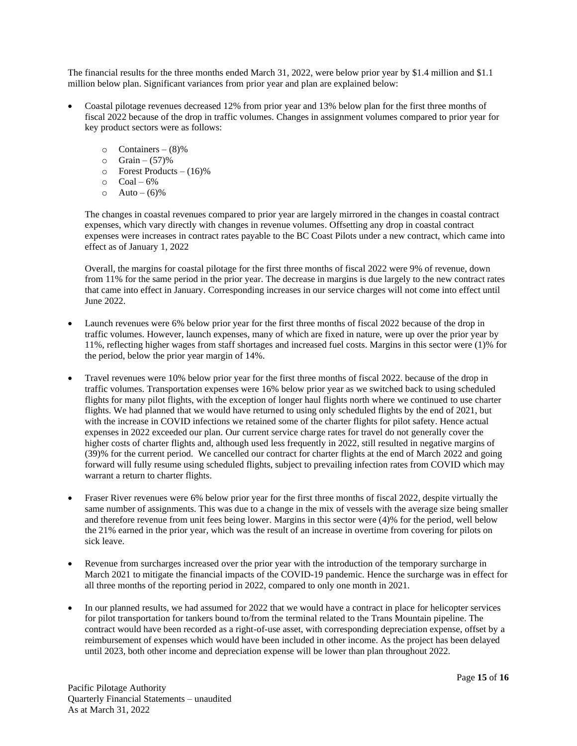The financial results for the three months ended March 31, 2022, were below prior year by $1.4 million and $1.1 million below plan. Significant variances from prior year and plan are explained below:

- Coastal pilotage revenues decreased 12% from prior year and 13% below plan for the first three months of fiscal 2022 because of the drop in traffic volumes. Changes in assignment volumes compared to prior year for key product sectors were as follows:

    - Containers – (8)%
    - Grain – (57)%
    - Forest Products – (16)%
    - Coal – 6%
    - Auto – (6)%

  The changes in coastal revenues compared to prior year are largely mirrored in the changes in coastal contract expenses, which vary directly with changes in revenue volumes. Offsetting any drop in coastal contract expenses were increases in contract rates payable to the BC Coast Pilots under a new contract, which came into effect as of January 1, 2022

  Overall, the margins for coastal pilotage for the first three months of fiscal 2022 were 9% of revenue, down from 11% for the same period in the prior year. The decrease in margins is due largely to the new contract rates that came into effect in January. Corresponding increases in our service charges will not come into effect until June 2022.

- Launch revenues were 6% below prior year for the first three months of fiscal 2022 because of the drop in traffic volumes. However, launch expenses, many of which are fixed in nature, were up over the prior year by 11%, reflecting higher wages from staff shortages and increased fuel costs. Margins in this sector were (1)% for the period, below the prior year margin of 14%.

- Travel revenues were 10% below prior year for the first three months of fiscal 2022. because of the drop in traffic volumes. Transportation expenses were 16% below prior year as we switched back to using scheduled flights for many pilot flights, with the exception of longer haul flights north where we continued to use charter flights. We had planned that we would have returned to using only scheduled flights by the end of 2021, but with the increase in COVID infections we retained some of the charter flights for pilot safety. Hence actual expenses in 2022 exceeded our plan. Our current service charge rates for travel do not generally cover the higher costs of charter flights and, although used less frequently in 2022, still resulted in negative margins of (39)% for the current period. We cancelled our contract for charter flights at the end of March 2022 and going forward will fully resume using scheduled flights, subject to prevailing infection rates from COVID which may warrant a return to charter flights.

- Fraser River revenues were 6% below prior year for the first three months of fiscal 2022, despite virtually the same number of assignments. This was due to a change in the mix of vessels with the average size being smaller and therefore revenue from unit fees being lower. Margins in this sector were (4)% for the period, well below the 21% earned in the prior year, which was the result of an increase in overtime from covering for pilots on sick leave.

- Revenue from surcharges increased over the prior year with the introduction of the temporary surcharge in March 2021 to mitigate the financial impacts of the COVID-19 pandemic. Hence the surcharge was in effect for all three months of the reporting period in 2022, compared to only one month in 2021.

- In our planned results, we had assumed for 2022 that we would have a contract in place for helicopter services for pilot transportation for tankers bound to/from the terminal related to the Trans Mountain pipeline. The contract would have been recorded as a right-of-use asset, with corresponding depreciation expense, offset by a reimbursement of expenses which would have been included in other income. As the project has been delayed until 2023, both other income and depreciation expense will be lower than plan throughout 2022.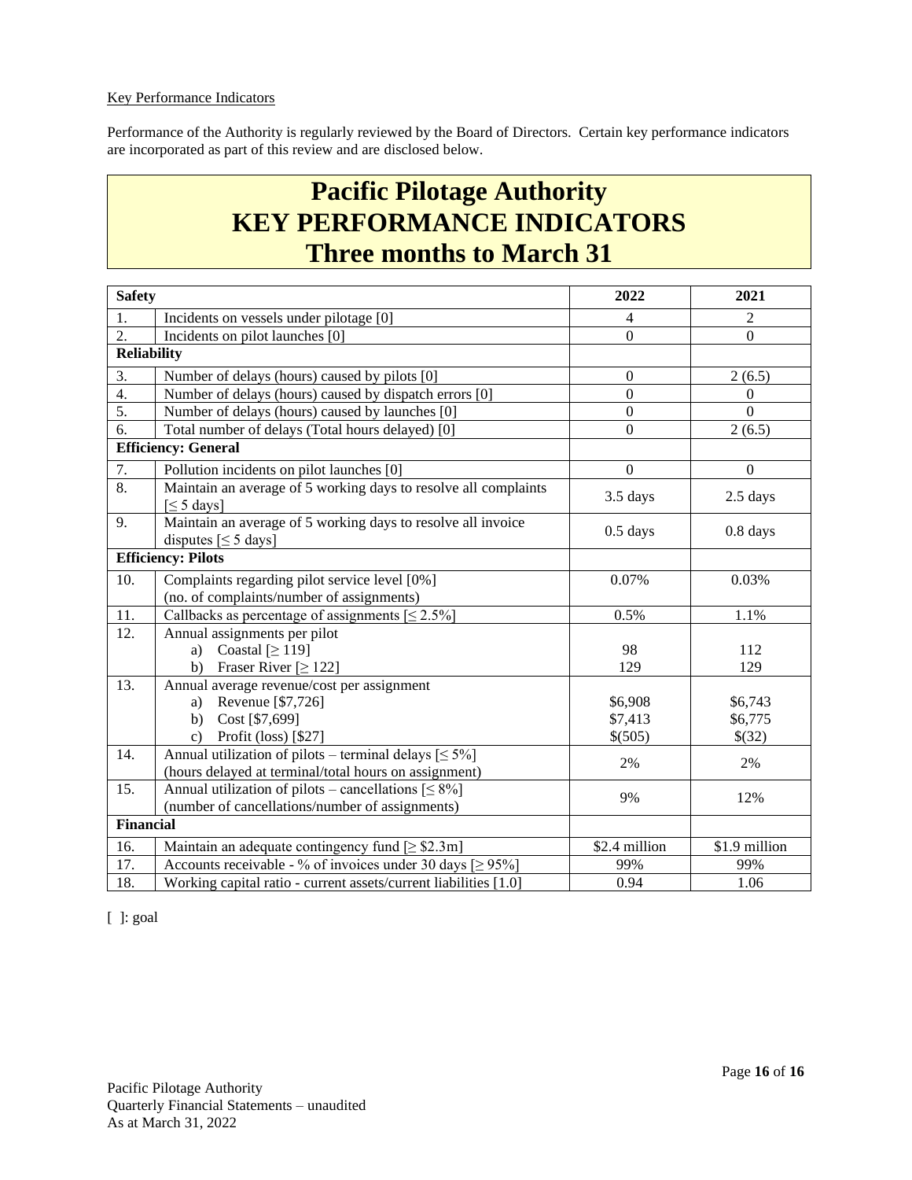Key Performance Indicators

Performance of the Authority is regularly reviewed by the Board of Directors. Certain key performance indicators are incorporated as part of this review and are disclosed below.

# Pacific Pilotage Authority
# KEY PERFORMANCE INDICATORS
# Three months to March 31

| Safety | | 2022 | 2021 |
|---|---|---|---|
| 1. | Incidents on vessels under pilotage [0] | 4 | 2 |
| 2. | Incidents on pilot launches [0] | 0 | 0 |
| **Reliability** | | | |
| 3. | Number of delays (hours) caused by pilots [0] | 0 | 2 (6.5) |
| 4. | Number of delays (hours) caused by dispatch errors [0] | 0 | 0 |
| 5. | Number of delays (hours) caused by launches [0] | 0 | 0 |
| 6. | Total number of delays (Total hours delayed) [0] | 0 | 2 (6.5) |
| **Efficiency: General** | | | |
| 7. | Pollution incidents on pilot launches [0] | 0 | 0 |
| 8. | Maintain an average of 5 working days to resolve all complaints [≤ 5 days] | 3.5 days | 2.5 days |
| 9. | Maintain an average of 5 working days to resolve all invoice disputes [≤ 5 days] | 0.5 days | 0.8 days |
| **Efficiency: Pilots** | | | |
| 10. | Complaints regarding pilot service level [0%] (no. of complaints/number of assignments) | 0.07% | 0.03% |
| 11. | Callbacks as percentage of assignments [≤ 2.5%] | 0.5% | 1.1% |
| 12. | Annual assignments per pilot | | |
| | a) Coastal [≥ 119] | 98 | 112 |
| | b) Fraser River [≥ 122] | 129 | 129 |
| 13. | Annual average revenue/cost per assignment | | |
| | a) Revenue [$7,726] | $6,908 | $6,743 |
| | b) Cost [$7,699] | $7,413 | $6,775 |
| | c) Profit (loss) [$27] | $(505) | $(32) |
| 14. | Annual utilization of pilots – terminal delays [≤ 5%] (hours delayed at terminal/total hours on assignment) | 2% | 2% |
| 15. | Annual utilization of pilots – cancellations [≤ 8%] (number of cancellations/number of assignments) | 9% | 12% |
| **Financial** | | | |
| 16. | Maintain an adequate contingency fund [≥ $2.3m] | $2.4 million | $1.9 million |
| 17. | Accounts receivable - % of invoices under 30 days [≥ 95%] | 99% | 99% |
| 18. | Working capital ratio - current assets/current liabilities [1.0] | 0.94 | 1.06 |

[ ]: goal